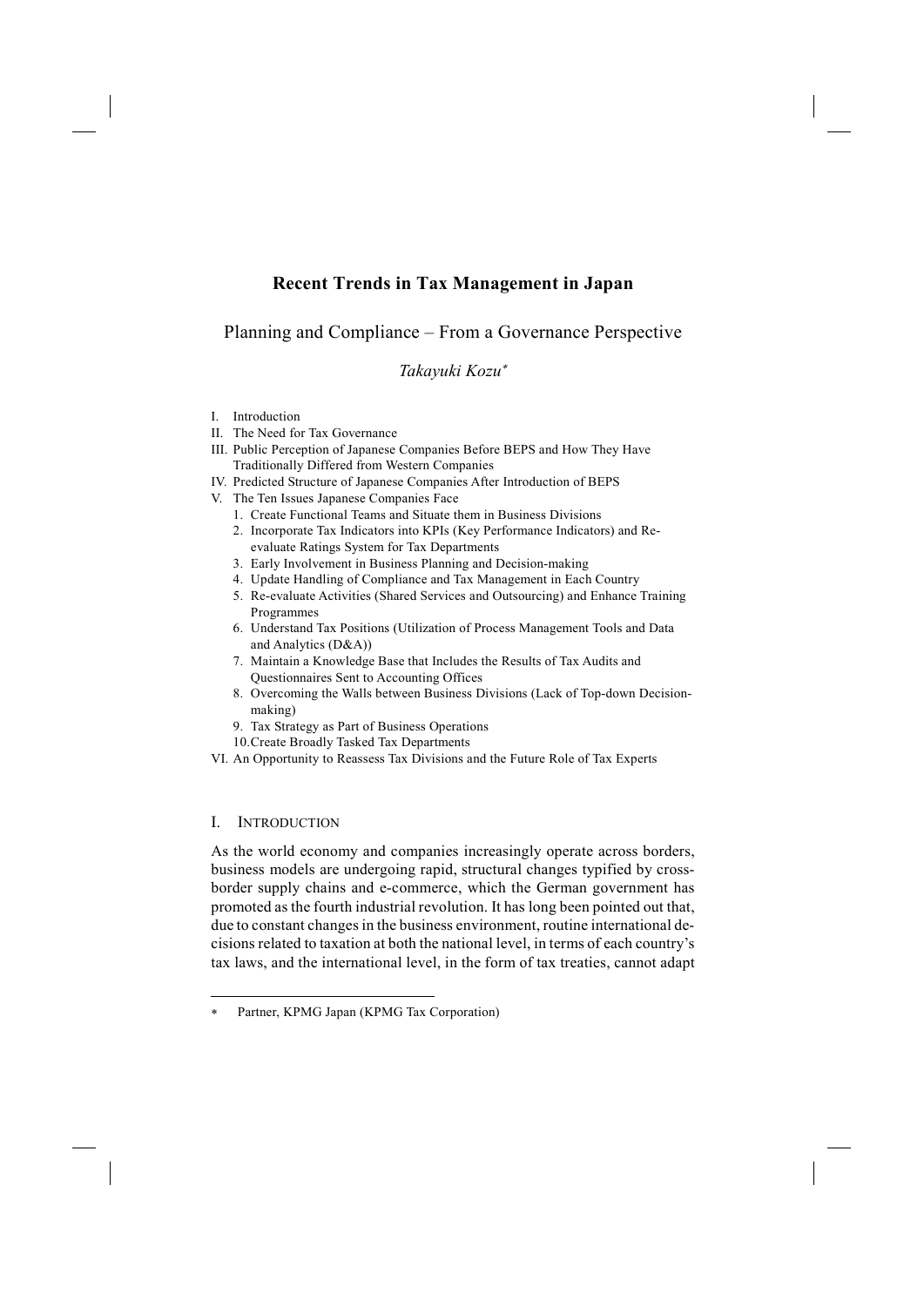# Recent Trends in Tax Management in Japan

## Planning and Compliance – From a Governance Perspective

*Takayuki Kozu*[*]

I. Introduction
II. The Need for Tax Governance
III. Public Perception of Japanese Companies Before BEPS and How They Have Traditionally Differed from Western Companies
IV. Predicted Structure of Japanese Companies After Introduction of BEPS
V. The Ten Issues Japanese Companies Face
   1. Create Functional Teams and Situate them in Business Divisions
   2. Incorporate Tax Indicators into KPIs (Key Performance Indicators) and Re-evaluate Ratings System for Tax Departments
   3. Early Involvement in Business Planning and Decision-making
   4. Update Handling of Compliance and Tax Management in Each Country
   5. Re-evaluate Activities (Shared Services and Outsourcing) and Enhance Training Programmes
   6. Understand Tax Positions (Utilization of Process Management Tools and Data and Analytics (D&A))
   7. Maintain a Knowledge Base that Includes the Results of Tax Audits and Questionnaires Sent to Accounting Offices
   8. Overcoming the Walls between Business Divisions (Lack of Top-down Decision-making)
   9. Tax Strategy as Part of Business Operations
   10. Create Broadly Tasked Tax Departments
VI. An Opportunity to Reassess Tax Divisions and the Future Role of Tax Experts

## I. Introduction

As the world economy and companies increasingly operate across borders, business models are undergoing rapid, structural changes typified by cross-border supply chains and e-commerce, which the German government has promoted as the fourth industrial revolution. It has long been pointed out that, due to constant changes in the business environment, routine international decisions related to taxation at both the national level, in terms of each country's tax laws, and the international level, in the form of tax treaties, cannot adapt

---

[*] Partner, KPMG Japan (KPMG Tax Corporation)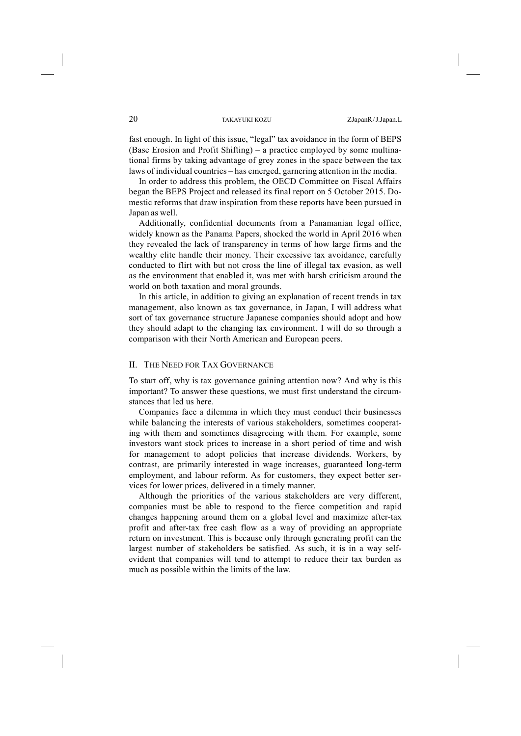fast enough. In light of this issue, "legal" tax avoidance in the form of BEPS (Base Erosion and Profit Shifting) – a practice employed by some multinational firms by taking advantage of grey zones in the space between the tax laws of individual countries – has emerged, garnering attention in the media.

In order to address this problem, the OECD Committee on Fiscal Affairs began the BEPS Project and released its final report on 5 October 2015. Domestic reforms that draw inspiration from these reports have been pursued in Japan as well.

Additionally, confidential documents from a Panamanian legal office, widely known as the Panama Papers, shocked the world in April 2016 when they revealed the lack of transparency in terms of how large firms and the wealthy elite handle their money. Their excessive tax avoidance, carefully conducted to flirt with but not cross the line of illegal tax evasion, as well as the environment that enabled it, was met with harsh criticism around the world on both taxation and moral grounds.

In this article, in addition to giving an explanation of recent trends in tax management, also known as tax governance, in Japan, I will address what sort of tax governance structure Japanese companies should adopt and how they should adapt to the changing tax environment. I will do so through a comparison with their North American and European peers.

## II. The Need for Tax Governance

To start off, why is tax governance gaining attention now? And why is this important? To answer these questions, we must first understand the circumstances that led us here.

Companies face a dilemma in which they must conduct their businesses while balancing the interests of various stakeholders, sometimes cooperating with them and sometimes disagreeing with them. For example, some investors want stock prices to increase in a short period of time and wish for management to adopt policies that increase dividends. Workers, by contrast, are primarily interested in wage increases, guaranteed long-term employment, and labour reform. As for customers, they expect better services for lower prices, delivered in a timely manner.

Although the priorities of the various stakeholders are very different, companies must be able to respond to the fierce competition and rapid changes happening around them on a global level and maximize after-tax profit and after-tax free cash flow as a way of providing an appropriate return on investment. This is because only through generating profit can the largest number of stakeholders be satisfied. As such, it is in a way self-evident that companies will tend to attempt to reduce their tax burden as much as possible within the limits of the law.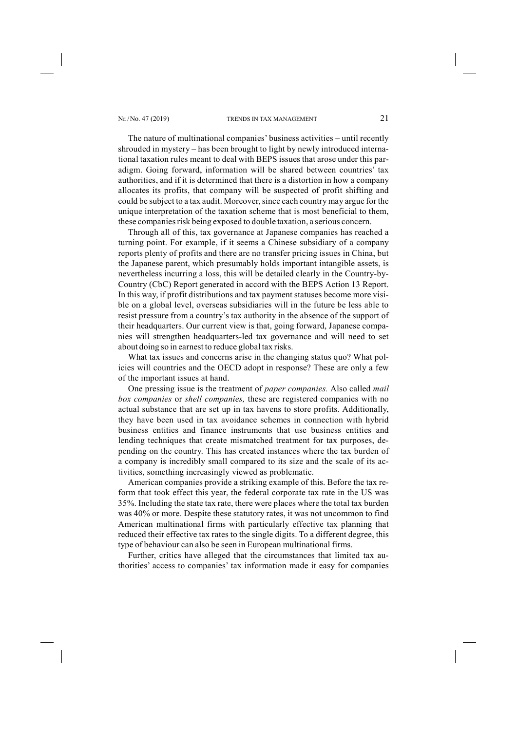The nature of multinational companies' business activities – until recently shrouded in mystery – has been brought to light by newly introduced international taxation rules meant to deal with BEPS issues that arose under this paradigm. Going forward, information will be shared between countries' tax authorities, and if it is determined that there is a distortion in how a company allocates its profits, that company will be suspected of profit shifting and could be subject to a tax audit. Moreover, since each country may argue for the unique interpretation of the taxation scheme that is most beneficial to them, these companies risk being exposed to double taxation, a serious concern.

Through all of this, tax governance at Japanese companies has reached a turning point. For example, if it seems a Chinese subsidiary of a company reports plenty of profits and there are no transfer pricing issues in China, but the Japanese parent, which presumably holds important intangible assets, is nevertheless incurring a loss, this will be detailed clearly in the Country-by-Country (CbC) Report generated in accord with the BEPS Action 13 Report. In this way, if profit distributions and tax payment statuses become more visible on a global level, overseas subsidiaries will in the future be less able to resist pressure from a country's tax authority in the absence of the support of their headquarters. Our current view is that, going forward, Japanese companies will strengthen headquarters-led tax governance and will need to set about doing so in earnest to reduce global tax risks.

What tax issues and concerns arise in the changing status quo? What policies will countries and the OECD adopt in response? These are only a few of the important issues at hand.

One pressing issue is the treatment of *paper companies.* Also called *mail box companies* or *shell companies,* these are registered companies with no actual substance that are set up in tax havens to store profits. Additionally, they have been used in tax avoidance schemes in connection with hybrid business entities and finance instruments that use business entities and lending techniques that create mismatched treatment for tax purposes, depending on the country. This has created instances where the tax burden of a company is incredibly small compared to its size and the scale of its activities, something increasingly viewed as problematic.

American companies provide a striking example of this. Before the tax reform that took effect this year, the federal corporate tax rate in the US was 35%. Including the state tax rate, there were places where the total tax burden was 40% or more. Despite these statutory rates, it was not uncommon to find American multinational firms with particularly effective tax planning that reduced their effective tax rates to the single digits. To a different degree, this type of behaviour can also be seen in European multinational firms.

Further, critics have alleged that the circumstances that limited tax authorities' access to companies' tax information made it easy for companies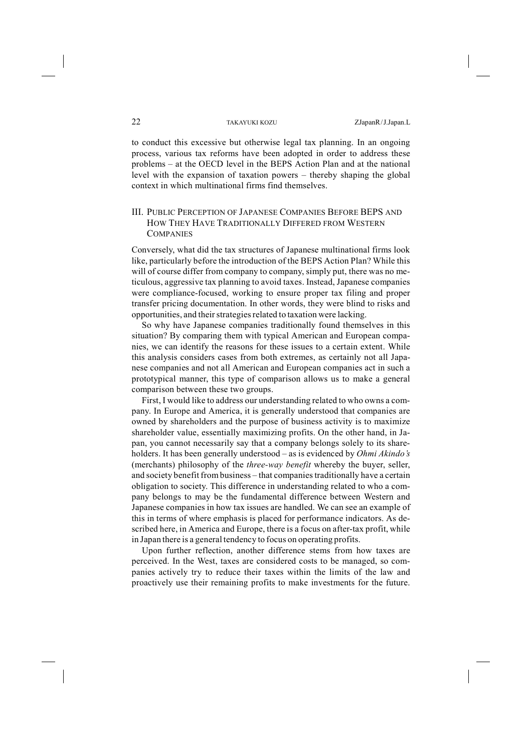to conduct this excessive but otherwise legal tax planning. In an ongoing process, various tax reforms have been adopted in order to address these problems – at the OECD level in the BEPS Action Plan and at the national level with the expansion of taxation powers – thereby shaping the global context in which multinational firms find themselves.

## III. Public Perception of Japanese Companies Before BEPS and How They Have Traditionally Differed from Western Companies

Conversely, what did the tax structures of Japanese multinational firms look like, particularly before the introduction of the BEPS Action Plan? While this will of course differ from company to company, simply put, there was no meticulous, aggressive tax planning to avoid taxes. Instead, Japanese companies were compliance-focused, working to ensure proper tax filing and proper transfer pricing documentation. In other words, they were blind to risks and opportunities, and their strategies related to taxation were lacking.

So why have Japanese companies traditionally found themselves in this situation? By comparing them with typical American and European companies, we can identify the reasons for these issues to a certain extent. While this analysis considers cases from both extremes, as certainly not all Japanese companies and not all American and European companies act in such a prototypical manner, this type of comparison allows us to make a general comparison between these two groups.

First, I would like to address our understanding related to who owns a company. In Europe and America, it is generally understood that companies are owned by shareholders and the purpose of business activity is to maximize shareholder value, essentially maximizing profits. On the other hand, in Japan, you cannot necessarily say that a company belongs solely to its shareholders. It has been generally understood – as is evidenced by *Ohmi Akindo's* (merchants) philosophy of the *three-way benefit* whereby the buyer, seller, and society benefit from business – that companies traditionally have a certain obligation to society. This difference in understanding related to who a company belongs to may be the fundamental difference between Western and Japanese companies in how tax issues are handled. We can see an example of this in terms of where emphasis is placed for performance indicators. As described here, in America and Europe, there is a focus on after-tax profit, while in Japan there is a general tendency to focus on operating profits.

Upon further reflection, another difference stems from how taxes are perceived. In the West, taxes are considered costs to be managed, so companies actively try to reduce their taxes within the limits of the law and proactively use their remaining profits to make investments for the future.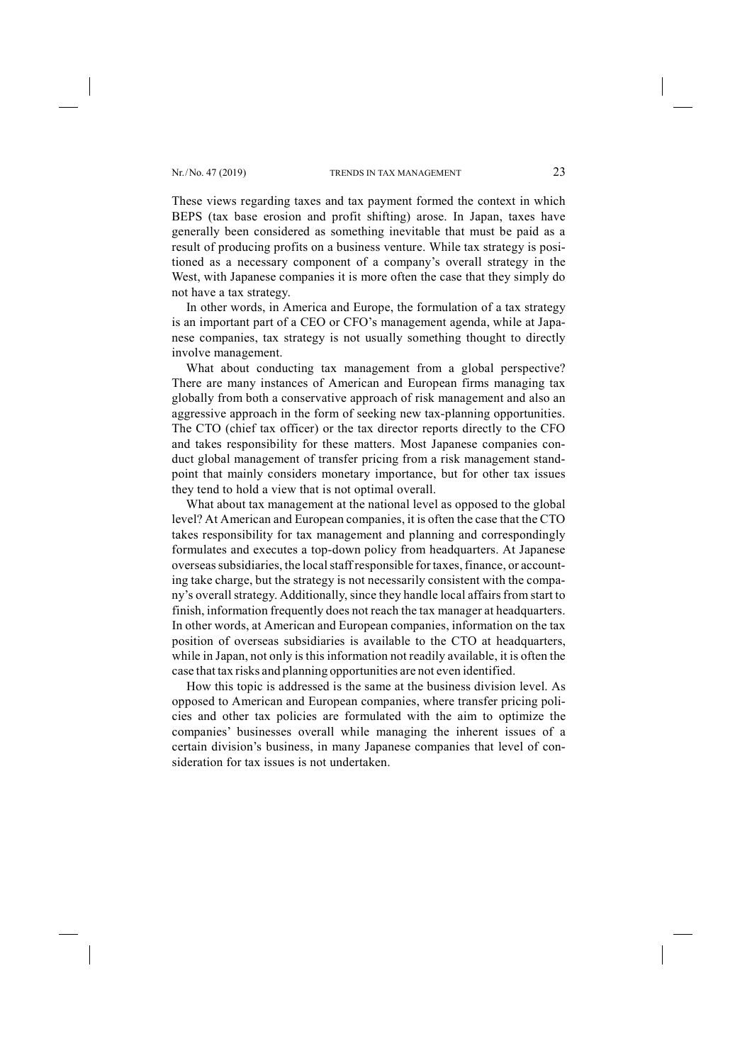These views regarding taxes and tax payment formed the context in which BEPS (tax base erosion and profit shifting) arose. In Japan, taxes have generally been considered as something inevitable that must be paid as a result of producing profits on a business venture. While tax strategy is positioned as a necessary component of a company's overall strategy in the West, with Japanese companies it is more often the case that they simply do not have a tax strategy.

In other words, in America and Europe, the formulation of a tax strategy is an important part of a CEO or CFO's management agenda, while at Japanese companies, tax strategy is not usually something thought to directly involve management.

What about conducting tax management from a global perspective? There are many instances of American and European firms managing tax globally from both a conservative approach of risk management and also an aggressive approach in the form of seeking new tax-planning opportunities. The CTO (chief tax officer) or the tax director reports directly to the CFO and takes responsibility for these matters. Most Japanese companies conduct global management of transfer pricing from a risk management standpoint that mainly considers monetary importance, but for other tax issues they tend to hold a view that is not optimal overall.

What about tax management at the national level as opposed to the global level? At American and European companies, it is often the case that the CTO takes responsibility for tax management and planning and correspondingly formulates and executes a top-down policy from headquarters. At Japanese overseas subsidiaries, the local staff responsible for taxes, finance, or accounting take charge, but the strategy is not necessarily consistent with the company's overall strategy. Additionally, since they handle local affairs from start to finish, information frequently does not reach the tax manager at headquarters. In other words, at American and European companies, information on the tax position of overseas subsidiaries is available to the CTO at headquarters, while in Japan, not only is this information not readily available, it is often the case that tax risks and planning opportunities are not even identified.

How this topic is addressed is the same at the business division level. As opposed to American and European companies, where transfer pricing policies and other tax policies are formulated with the aim to optimize the companies' businesses overall while managing the inherent issues of a certain division's business, in many Japanese companies that level of consideration for tax issues is not undertaken.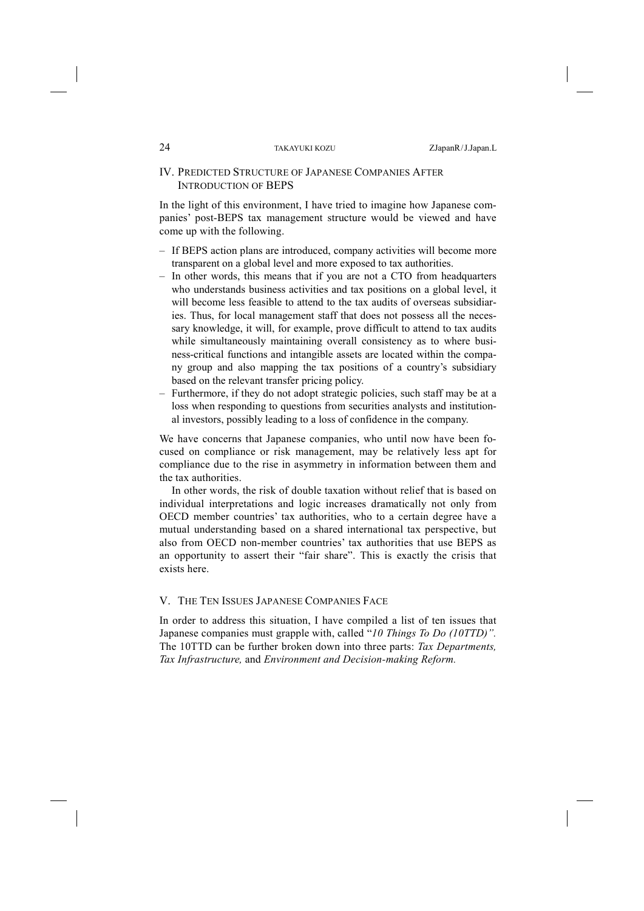## IV. Predicted Structure of Japanese Companies After Introduction of BEPS

In the light of this environment, I have tried to imagine how Japanese companies' post-BEPS tax management structure would be viewed and have come up with the following.

- If BEPS action plans are introduced, company activities will become more transparent on a global level and more exposed to tax authorities.
- In other words, this means that if you are not a CTO from headquarters who understands business activities and tax positions on a global level, it will become less feasible to attend to the tax audits of overseas subsidiaries. Thus, for local management staff that does not possess all the necessary knowledge, it will, for example, prove difficult to attend to tax audits while simultaneously maintaining overall consistency as to where business-critical functions and intangible assets are located within the company group and also mapping the tax positions of a country's subsidiary based on the relevant transfer pricing policy.
- Furthermore, if they do not adopt strategic policies, such staff may be at a loss when responding to questions from securities analysts and institutional investors, possibly leading to a loss of confidence in the company.

We have concerns that Japanese companies, who until now have been focused on compliance or risk management, may be relatively less apt for compliance due to the rise in asymmetry in information between them and the tax authorities.

In other words, the risk of double taxation without relief that is based on individual interpretations and logic increases dramatically not only from OECD member countries' tax authorities, who to a certain degree have a mutual understanding based on a shared international tax perspective, but also from OECD non-member countries' tax authorities that use BEPS as an opportunity to assert their "fair share". This is exactly the crisis that exists here.

## V. The Ten Issues Japanese Companies Face

In order to address this situation, I have compiled a list of ten issues that Japanese companies must grapple with, called "*10 Things To Do (10TTD)".* The 10TTD can be further broken down into three parts: *Tax Departments, Tax Infrastructure,* and *Environment and Decision-making Reform.*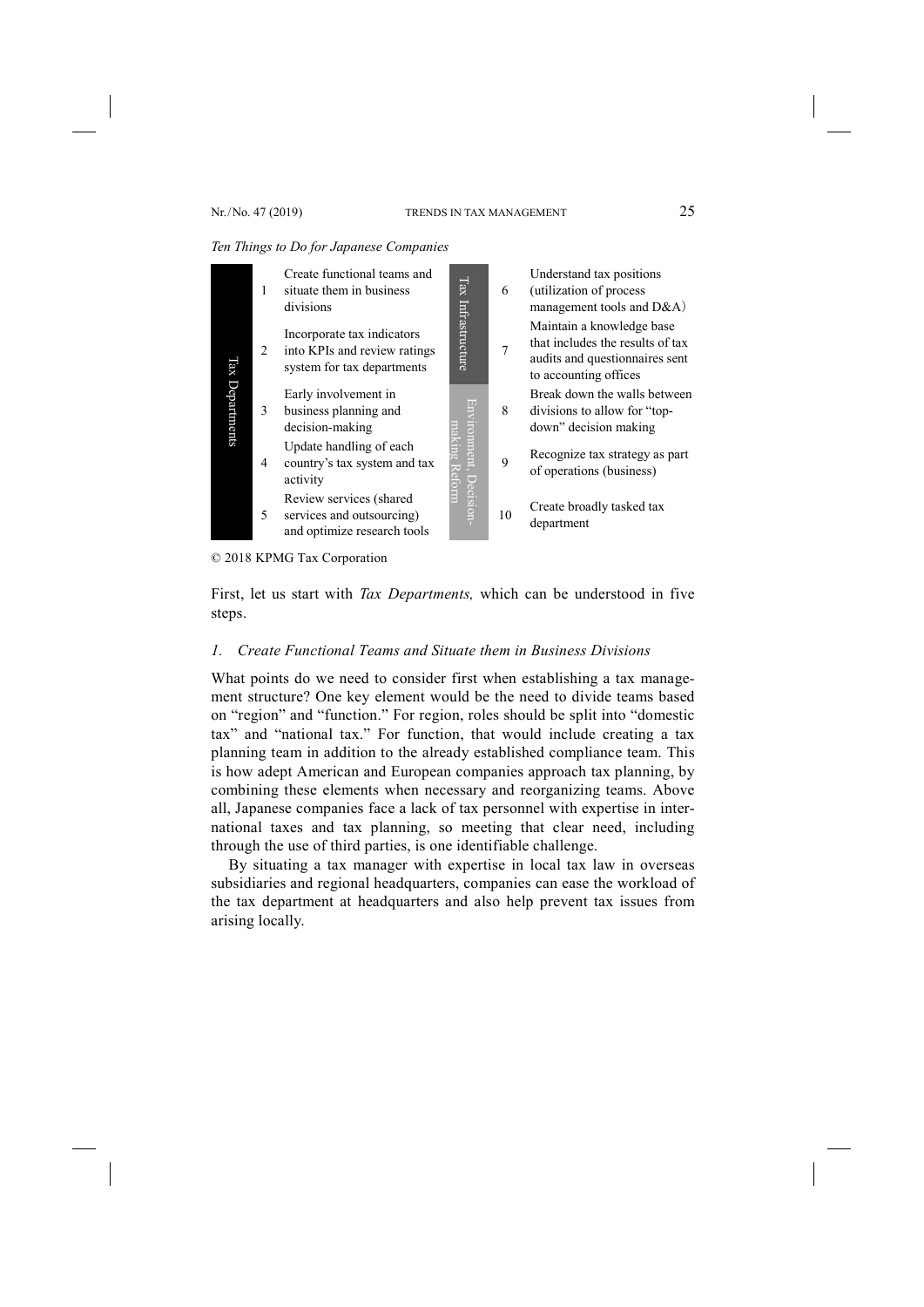*Ten Things to Do for Japanese Companies*

| Category | No. | Item | Category | No. | Item |
|---|---|---|---|---|---|
| Tax Departments | 1 | Create functional teams and situate them in business divisions | Tax Infrastructure | 6 | Understand tax positions (utilization of process management tools and D&A) |
| | 2 | Incorporate tax indicators into KPIs and review ratings system for tax departments | | 7 | Maintain a knowledge base that includes the results of tax audits and questionnaires sent to accounting offices |
| | 3 | Early involvement in business planning and decision-making | Environment, Decision-making Reform | 8 | Break down the walls between divisions to allow for "top-down" decision making |
| | 4 | Update handling of each country's tax system and tax activity | | 9 | Recognize tax strategy as part of operations (business) |
| | 5 | Review services (shared services and outsourcing) and optimize research tools | | 10 | Create broadly tasked tax department |

© 2018 KPMG Tax Corporation

First, let us start with *Tax Departments,* which can be understood in five steps.

### *1. Create Functional Teams and Situate them in Business Divisions*

What points do we need to consider first when establishing a tax management structure? One key element would be the need to divide teams based on "region" and "function." For region, roles should be split into "domestic tax" and "national tax." For function, that would include creating a tax planning team in addition to the already established compliance team. This is how adept American and European companies approach tax planning, by combining these elements when necessary and reorganizing teams. Above all, Japanese companies face a lack of tax personnel with expertise in international taxes and tax planning, so meeting that clear need, including through the use of third parties, is one identifiable challenge.

By situating a tax manager with expertise in local tax law in overseas subsidiaries and regional headquarters, companies can ease the workload of the tax department at headquarters and also help prevent tax issues from arising locally.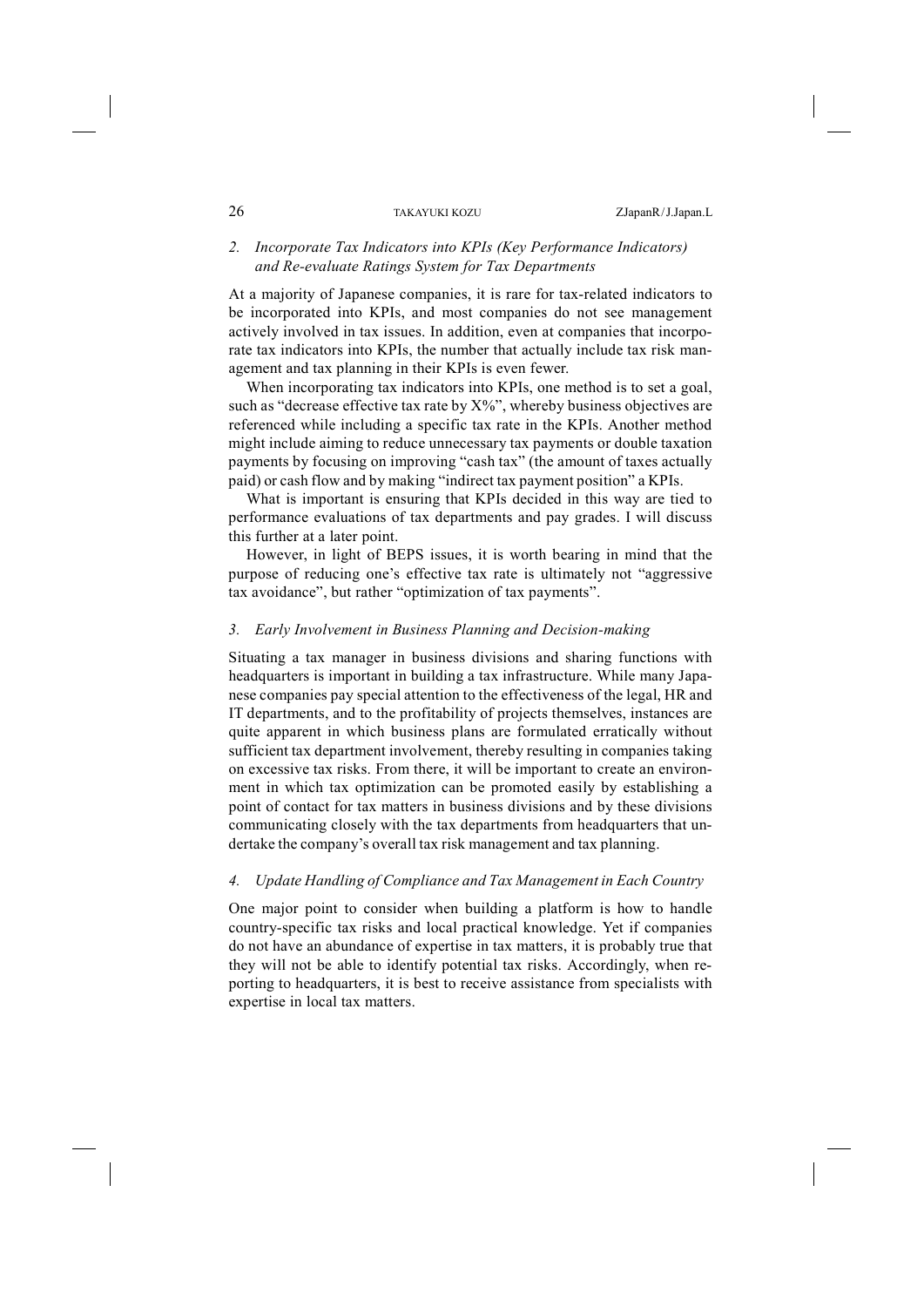### 2. Incorporate Tax Indicators into KPIs (Key Performance Indicators) and Re-evaluate Ratings System for Tax Departments

At a majority of Japanese companies, it is rare for tax-related indicators to be incorporated into KPIs, and most companies do not see management actively involved in tax issues. In addition, even at companies that incorporate tax indicators into KPIs, the number that actually include tax risk management and tax planning in their KPIs is even fewer.

When incorporating tax indicators into KPIs, one method is to set a goal, such as "decrease effective tax rate by X%", whereby business objectives are referenced while including a specific tax rate in the KPIs. Another method might include aiming to reduce unnecessary tax payments or double taxation payments by focusing on improving "cash tax" (the amount of taxes actually paid) or cash flow and by making "indirect tax payment position" a KPIs.

What is important is ensuring that KPIs decided in this way are tied to performance evaluations of tax departments and pay grades. I will discuss this further at a later point.

However, in light of BEPS issues, it is worth bearing in mind that the purpose of reducing one's effective tax rate is ultimately not "aggressive tax avoidance", but rather "optimization of tax payments".

### 3. Early Involvement in Business Planning and Decision-making

Situating a tax manager in business divisions and sharing functions with headquarters is important in building a tax infrastructure. While many Japanese companies pay special attention to the effectiveness of the legal, HR and IT departments, and to the profitability of projects themselves, instances are quite apparent in which business plans are formulated erratically without sufficient tax department involvement, thereby resulting in companies taking on excessive tax risks. From there, it will be important to create an environment in which tax optimization can be promoted easily by establishing a point of contact for tax matters in business divisions and by these divisions communicating closely with the tax departments from headquarters that undertake the company's overall tax risk management and tax planning.

### 4. Update Handling of Compliance and Tax Management in Each Country

One major point to consider when building a platform is how to handle country-specific tax risks and local practical knowledge. Yet if companies do not have an abundance of expertise in tax matters, it is probably true that they will not be able to identify potential tax risks. Accordingly, when reporting to headquarters, it is best to receive assistance from specialists with expertise in local tax matters.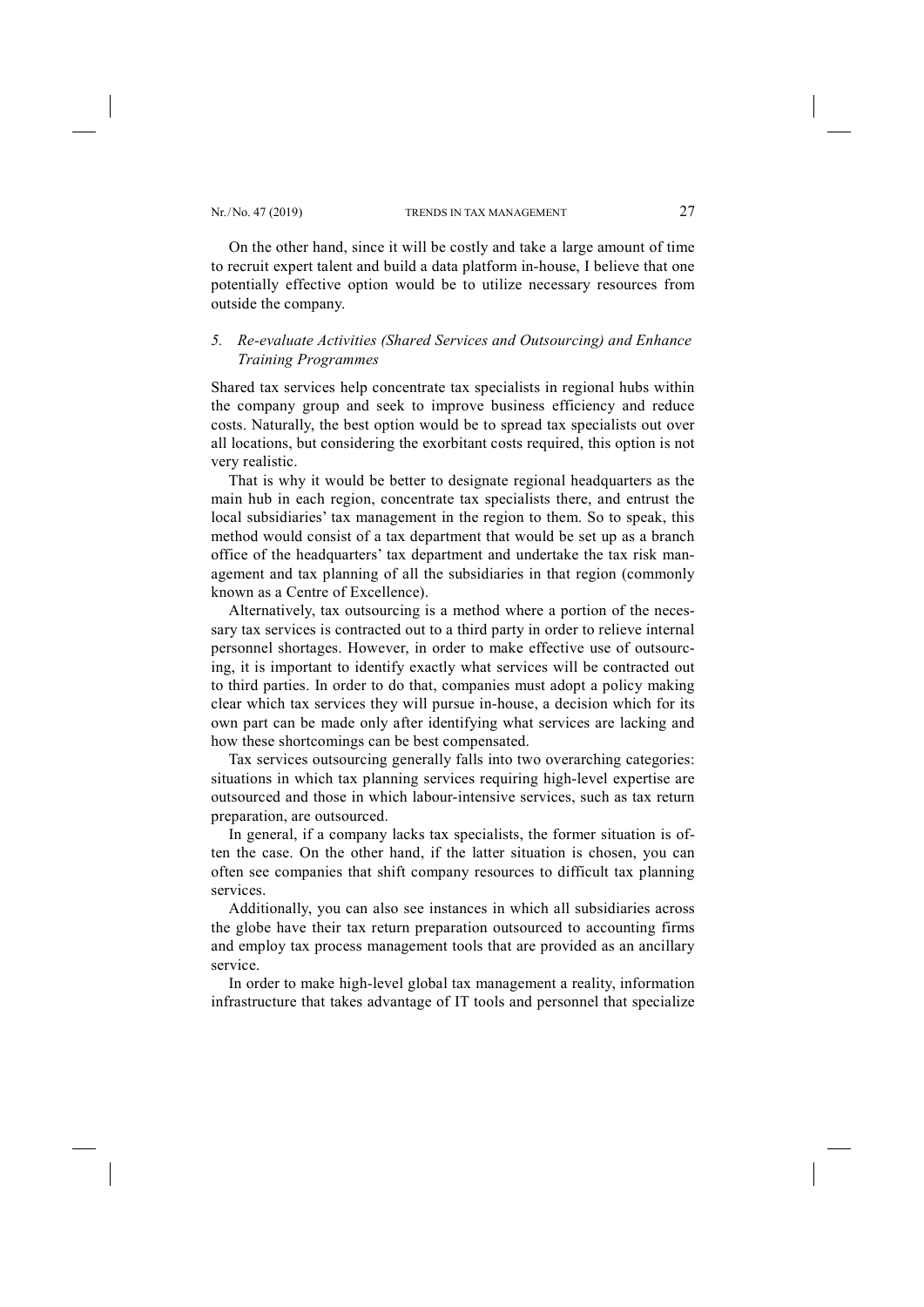On the other hand, since it will be costly and take a large amount of time to recruit expert talent and build a data platform in-house, I believe that one potentially effective option would be to utilize necessary resources from outside the company.

### *5. Re-evaluate Activities (Shared Services and Outsourcing) and Enhance Training Programmes*

Shared tax services help concentrate tax specialists in regional hubs within the company group and seek to improve business efficiency and reduce costs. Naturally, the best option would be to spread tax specialists out over all locations, but considering the exorbitant costs required, this option is not very realistic.

That is why it would be better to designate regional headquarters as the main hub in each region, concentrate tax specialists there, and entrust the local subsidiaries' tax management in the region to them. So to speak, this method would consist of a tax department that would be set up as a branch office of the headquarters' tax department and undertake the tax risk management and tax planning of all the subsidiaries in that region (commonly known as a Centre of Excellence).

Alternatively, tax outsourcing is a method where a portion of the necessary tax services is contracted out to a third party in order to relieve internal personnel shortages. However, in order to make effective use of outsourcing, it is important to identify exactly what services will be contracted out to third parties. In order to do that, companies must adopt a policy making clear which tax services they will pursue in-house, a decision which for its own part can be made only after identifying what services are lacking and how these shortcomings can be best compensated.

Tax services outsourcing generally falls into two overarching categories: situations in which tax planning services requiring high-level expertise are outsourced and those in which labour-intensive services, such as tax return preparation, are outsourced.

In general, if a company lacks tax specialists, the former situation is often the case. On the other hand, if the latter situation is chosen, you can often see companies that shift company resources to difficult tax planning services.

Additionally, you can also see instances in which all subsidiaries across the globe have their tax return preparation outsourced to accounting firms and employ tax process management tools that are provided as an ancillary service.

In order to make high-level global tax management a reality, information infrastructure that takes advantage of IT tools and personnel that specialize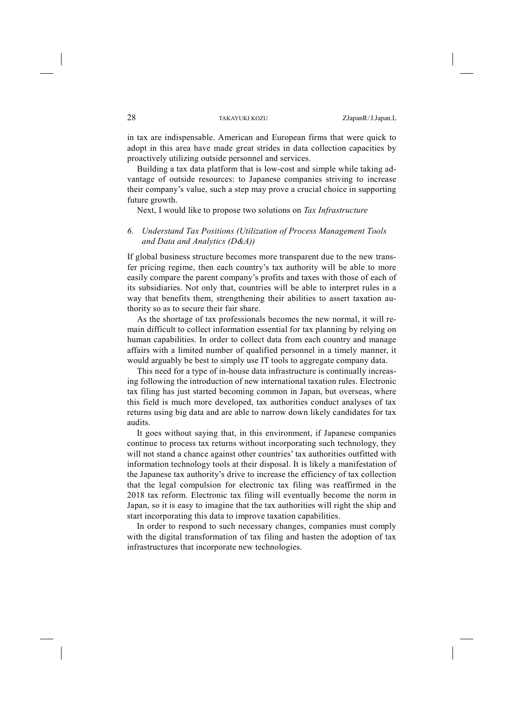in tax are indispensable. American and European firms that were quick to adopt in this area have made great strides in data collection capacities by proactively utilizing outside personnel and services.

Building a tax data platform that is low-cost and simple while taking advantage of outside resources: to Japanese companies striving to increase their company's value, such a step may prove a crucial choice in supporting future growth.

Next, I would like to propose two solutions on *Tax Infrastructure*

### *6. Understand Tax Positions (Utilization of Process Management Tools and Data and Analytics (D&A))*

If global business structure becomes more transparent due to the new transfer pricing regime, then each country's tax authority will be able to more easily compare the parent company's profits and taxes with those of each of its subsidiaries. Not only that, countries will be able to interpret rules in a way that benefits them, strengthening their abilities to assert taxation authority so as to secure their fair share.

As the shortage of tax professionals becomes the new normal, it will remain difficult to collect information essential for tax planning by relying on human capabilities. In order to collect data from each country and manage affairs with a limited number of qualified personnel in a timely manner, it would arguably be best to simply use IT tools to aggregate company data.

This need for a type of in-house data infrastructure is continually increasing following the introduction of new international taxation rules. Electronic tax filing has just started becoming common in Japan, but overseas, where this field is much more developed, tax authorities conduct analyses of tax returns using big data and are able to narrow down likely candidates for tax audits.

It goes without saying that, in this environment, if Japanese companies continue to process tax returns without incorporating such technology, they will not stand a chance against other countries' tax authorities outfitted with information technology tools at their disposal. It is likely a manifestation of the Japanese tax authority's drive to increase the efficiency of tax collection that the legal compulsion for electronic tax filing was reaffirmed in the 2018 tax reform. Electronic tax filing will eventually become the norm in Japan, so it is easy to imagine that the tax authorities will right the ship and start incorporating this data to improve taxation capabilities.

In order to respond to such necessary changes, companies must comply with the digital transformation of tax filing and hasten the adoption of tax infrastructures that incorporate new technologies.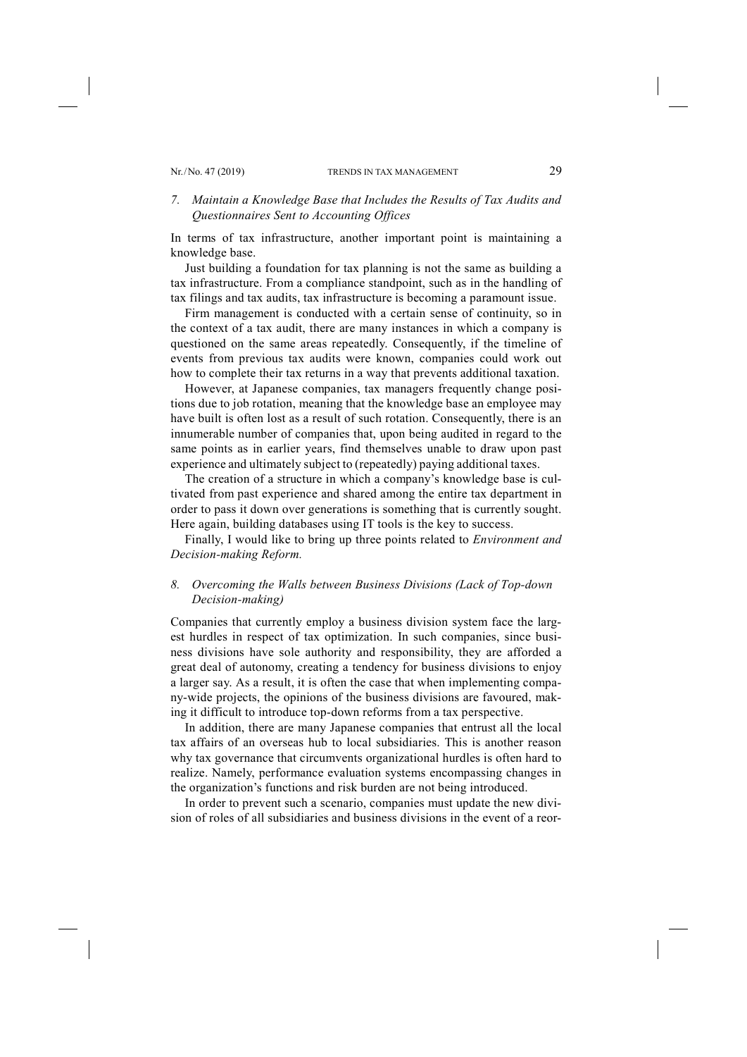### *7. Maintain a Knowledge Base that Includes the Results of Tax Audits and Questionnaires Sent to Accounting Offices*

In terms of tax infrastructure, another important point is maintaining a knowledge base.

Just building a foundation for tax planning is not the same as building a tax infrastructure. From a compliance standpoint, such as in the handling of tax filings and tax audits, tax infrastructure is becoming a paramount issue.

Firm management is conducted with a certain sense of continuity, so in the context of a tax audit, there are many instances in which a company is questioned on the same areas repeatedly. Consequently, if the timeline of events from previous tax audits were known, companies could work out how to complete their tax returns in a way that prevents additional taxation.

However, at Japanese companies, tax managers frequently change positions due to job rotation, meaning that the knowledge base an employee may have built is often lost as a result of such rotation. Consequently, there is an innumerable number of companies that, upon being audited in regard to the same points as in earlier years, find themselves unable to draw upon past experience and ultimately subject to (repeatedly) paying additional taxes.

The creation of a structure in which a company's knowledge base is cultivated from past experience and shared among the entire tax department in order to pass it down over generations is something that is currently sought. Here again, building databases using IT tools is the key to success.

Finally, I would like to bring up three points related to *Environment and Decision-making Reform.*

### *8. Overcoming the Walls between Business Divisions (Lack of Top-down Decision-making)*

Companies that currently employ a business division system face the largest hurdles in respect of tax optimization. In such companies, since business divisions have sole authority and responsibility, they are afforded a great deal of autonomy, creating a tendency for business divisions to enjoy a larger say. As a result, it is often the case that when implementing company-wide projects, the opinions of the business divisions are favoured, making it difficult to introduce top-down reforms from a tax perspective.

In addition, there are many Japanese companies that entrust all the local tax affairs of an overseas hub to local subsidiaries. This is another reason why tax governance that circumvents organizational hurdles is often hard to realize. Namely, performance evaluation systems encompassing changes in the organization's functions and risk burden are not being introduced.

In order to prevent such a scenario, companies must update the new division of roles of all subsidiaries and business divisions in the event of a reor-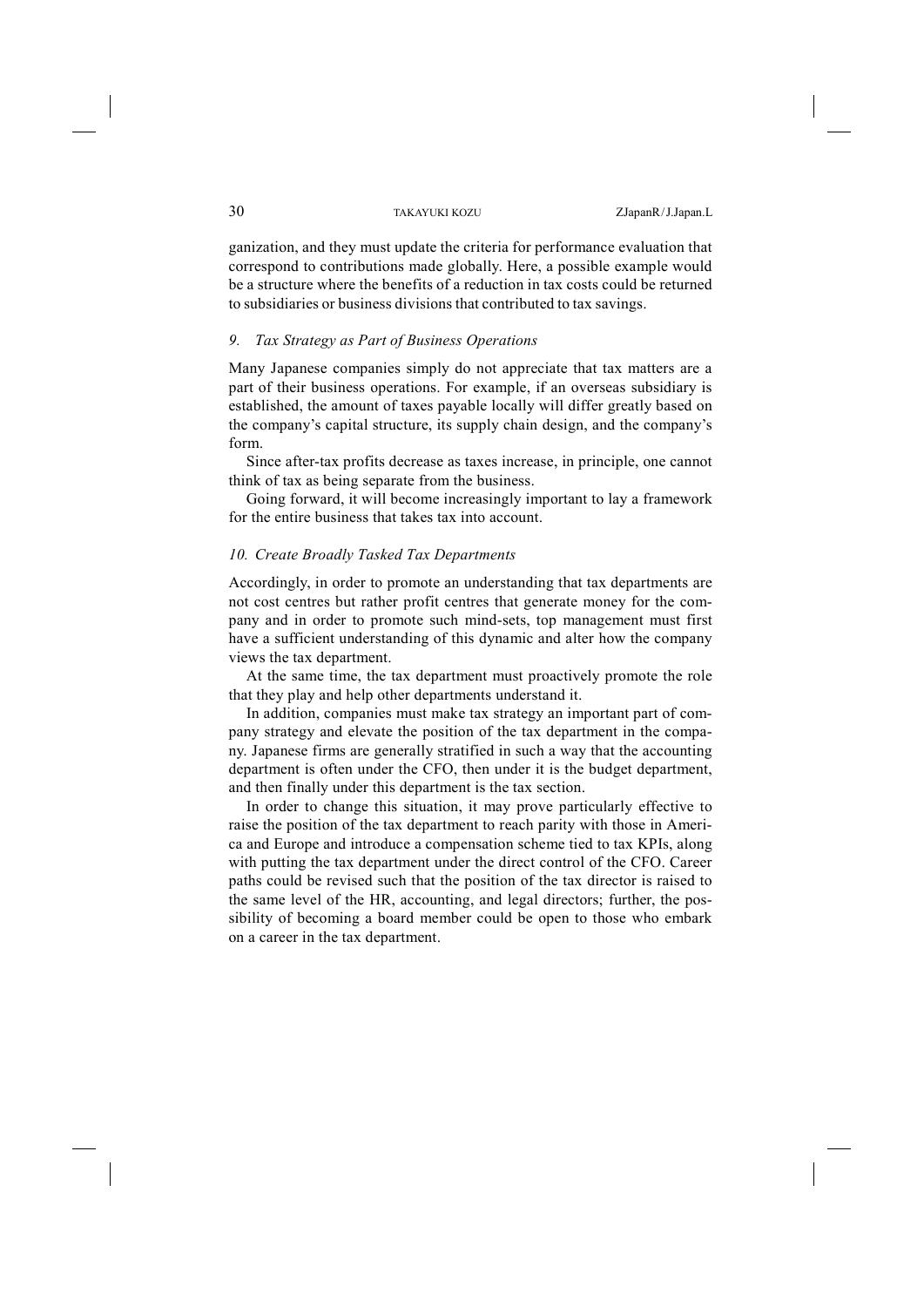ganization, and they must update the criteria for performance evaluation that correspond to contributions made globally. Here, a possible example would be a structure where the benefits of a reduction in tax costs could be returned to subsidiaries or business divisions that contributed to tax savings.

### *9. Tax Strategy as Part of Business Operations*

Many Japanese companies simply do not appreciate that tax matters are a part of their business operations. For example, if an overseas subsidiary is established, the amount of taxes payable locally will differ greatly based on the company's capital structure, its supply chain design, and the company's form.

Since after-tax profits decrease as taxes increase, in principle, one cannot think of tax as being separate from the business.

Going forward, it will become increasingly important to lay a framework for the entire business that takes tax into account.

### *10. Create Broadly Tasked Tax Departments*

Accordingly, in order to promote an understanding that tax departments are not cost centres but rather profit centres that generate money for the company and in order to promote such mind-sets, top management must first have a sufficient understanding of this dynamic and alter how the company views the tax department.

At the same time, the tax department must proactively promote the role that they play and help other departments understand it.

In addition, companies must make tax strategy an important part of company strategy and elevate the position of the tax department in the company. Japanese firms are generally stratified in such a way that the accounting department is often under the CFO, then under it is the budget department, and then finally under this department is the tax section.

In order to change this situation, it may prove particularly effective to raise the position of the tax department to reach parity with those in America and Europe and introduce a compensation scheme tied to tax KPIs, along with putting the tax department under the direct control of the CFO. Career paths could be revised such that the position of the tax director is raised to the same level of the HR, accounting, and legal directors; further, the possibility of becoming a board member could be open to those who embark on a career in the tax department.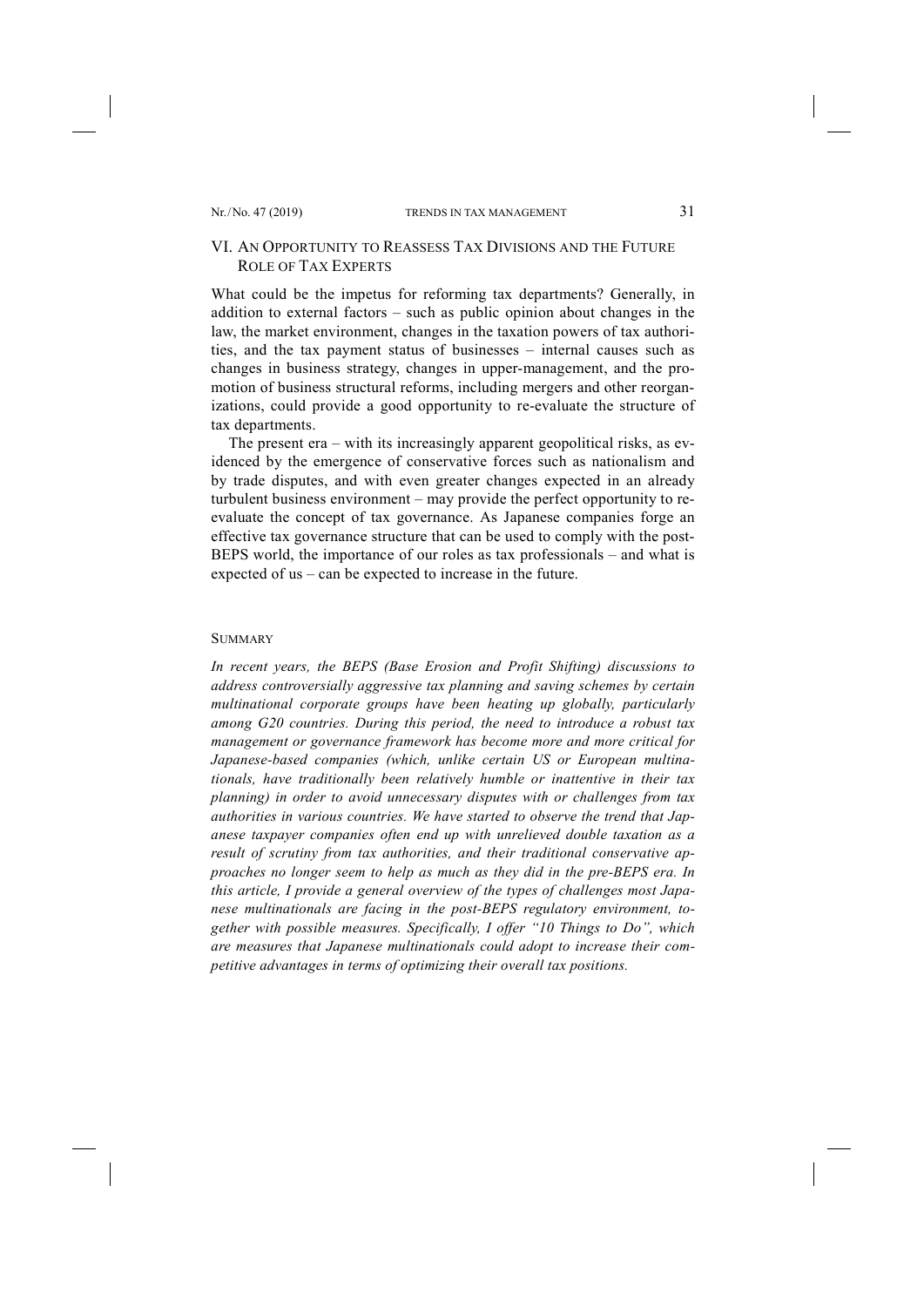## VI. An Opportunity to Reassess Tax Divisions and the Future Role of Tax Experts

What could be the impetus for reforming tax departments? Generally, in addition to external factors – such as public opinion about changes in the law, the market environment, changes in the taxation powers of tax authorities, and the tax payment status of businesses – internal causes such as changes in business strategy, changes in upper-management, and the promotion of business structural reforms, including mergers and other reorganizations, could provide a good opportunity to re-evaluate the structure of tax departments.

The present era – with its increasingly apparent geopolitical risks, as evidenced by the emergence of conservative forces such as nationalism and by trade disputes, and with even greater changes expected in an already turbulent business environment – may provide the perfect opportunity to re-evaluate the concept of tax governance. As Japanese companies forge an effective tax governance structure that can be used to comply with the post-BEPS world, the importance of our roles as tax professionals – and what is expected of us – can be expected to increase in the future.

### Summary

*In recent years, the BEPS (Base Erosion and Profit Shifting) discussions to address controversially aggressive tax planning and saving schemes by certain multinational corporate groups have been heating up globally, particularly among G20 countries. During this period, the need to introduce a robust tax management or governance framework has become more and more critical for Japanese-based companies (which, unlike certain US or European multinationals, have traditionally been relatively humble or inattentive in their tax planning) in order to avoid unnecessary disputes with or challenges from tax authorities in various countries. We have started to observe the trend that Japanese taxpayer companies often end up with unrelieved double taxation as a result of scrutiny from tax authorities, and their traditional conservative approaches no longer seem to help as much as they did in the pre-BEPS era. In this article, I provide a general overview of the types of challenges most Japanese multinationals are facing in the post-BEPS regulatory environment, together with possible measures. Specifically, I offer "10 Things to Do", which are measures that Japanese multinationals could adopt to increase their competitive advantages in terms of optimizing their overall tax positions.*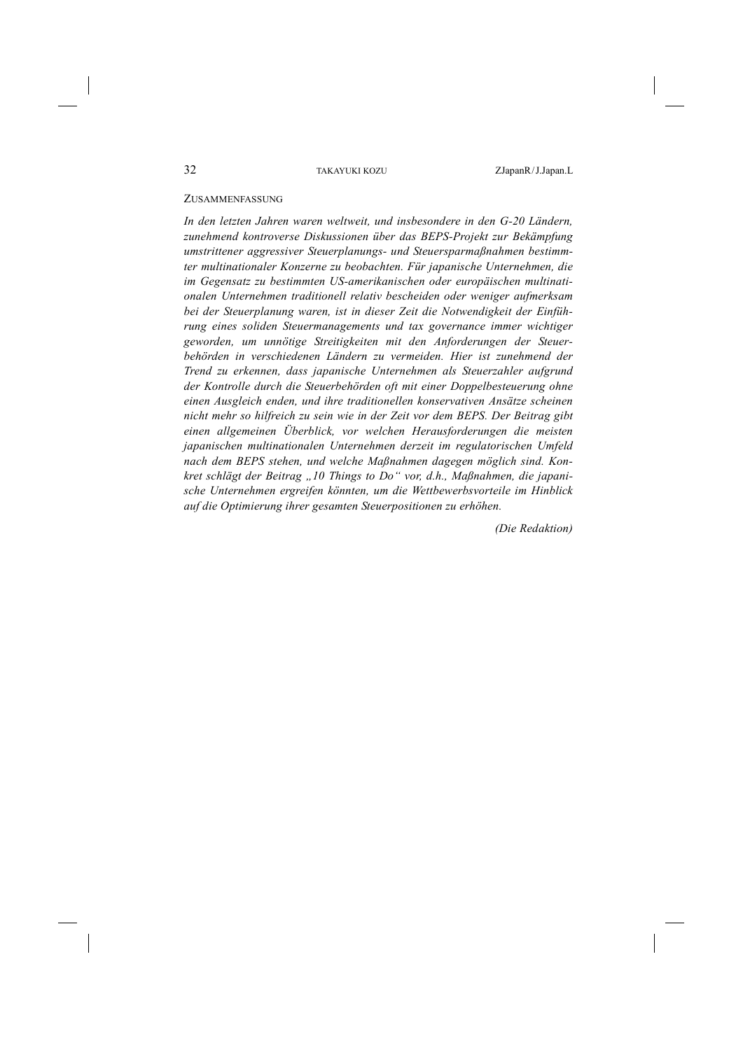## Zusammenfassung

*In den letzten Jahren waren weltweit, und insbesondere in den G-20 Ländern, zunehmend kontroverse Diskussionen über das BEPS-Projekt zur Bekämpfung umstrittener aggressiver Steuerplanungs- und Steuersparmaßnahmen bestimmter multinationaler Konzerne zu beobachten. Für japanische Unternehmen, die im Gegensatz zu bestimmten US-amerikanischen oder europäischen multinationalen Unternehmen traditionell relativ bescheiden oder weniger aufmerksam bei der Steuerplanung waren, ist in dieser Zeit die Notwendigkeit der Einführung eines soliden Steuermanagements und tax governance immer wichtiger geworden, um unnötige Streitigkeiten mit den Anforderungen der Steuerbehörden in verschiedenen Ländern zu vermeiden. Hier ist zunehmend der Trend zu erkennen, dass japanische Unternehmen als Steuerzahler aufgrund der Kontrolle durch die Steuerbehörden oft mit einer Doppelbesteuerung ohne einen Ausgleich enden, und ihre traditionellen konservativen Ansätze scheinen nicht mehr so hilfreich zu sein wie in der Zeit vor dem BEPS. Der Beitrag gibt einen allgemeinen Überblick, vor welchen Herausforderungen die meisten japanischen multinationalen Unternehmen derzeit im regulatorischen Umfeld nach dem BEPS stehen, und welche Maßnahmen dagegen möglich sind. Konkret schlägt der Beitrag „10 Things to Do" vor, d.h., Maßnahmen, die japanische Unternehmen ergreifen könnten, um die Wettbewerbsvorteile im Hinblick auf die Optimierung ihrer gesamten Steuerpositionen zu erhöhen.*

*(Die Redaktion)*